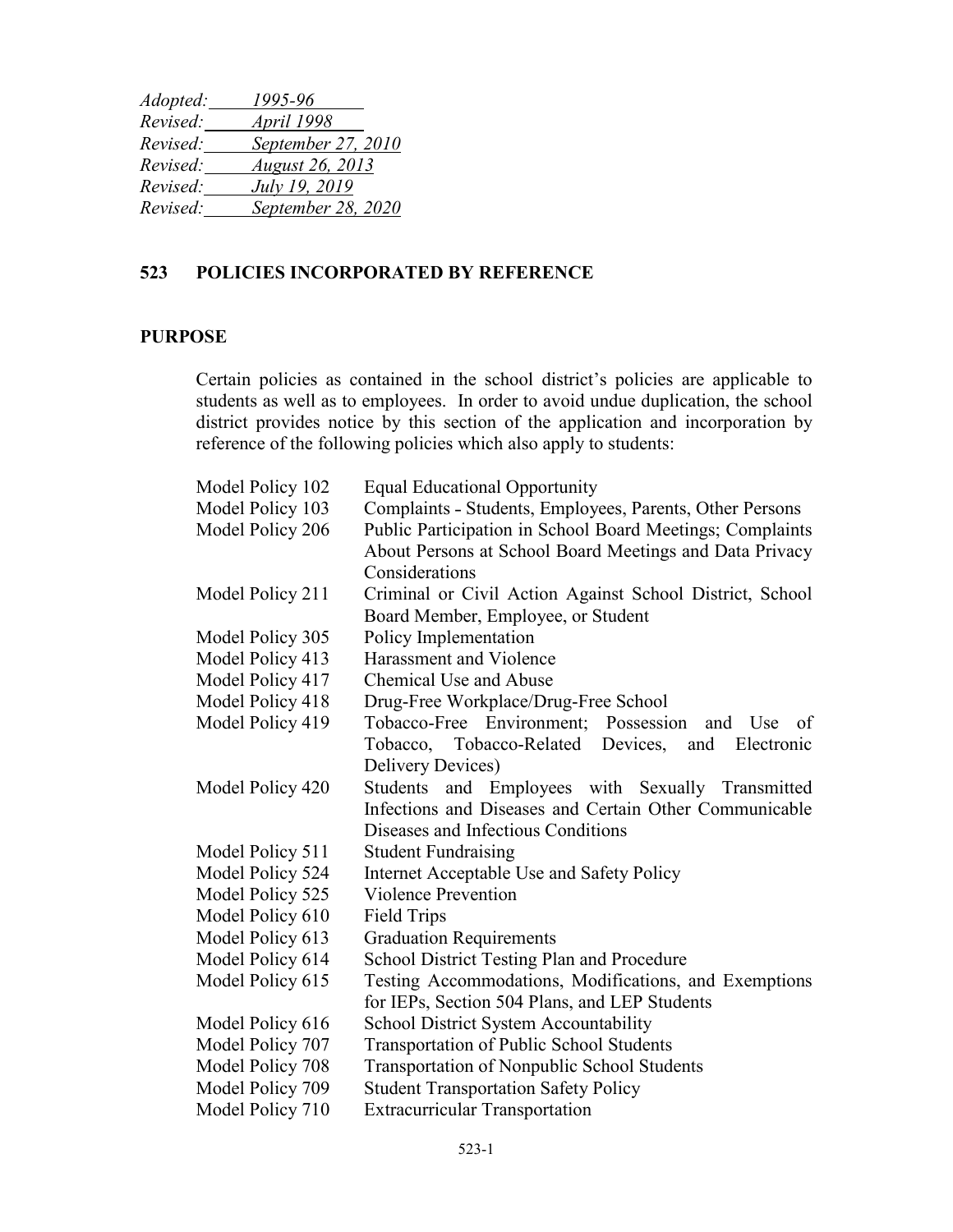*Adopted: 1995-96*
*Revised: April 1998*
*Revised: September 27, 2010*
*Revised: August 26, 2013*
*Revised: July 19, 2019*
*Revised: September 28, 2020*

## 523 POLICIES INCORPORATED BY REFERENCE

### PURPOSE

Certain policies as contained in the school district's policies are applicable to students as well as to employees. In order to avoid undue duplication, the school district provides notice by this section of the application and incorporation by reference of the following policies which also apply to students:

| | |
|---|---|
| Model Policy 102 | Equal Educational Opportunity |
| Model Policy 103 | Complaints - Students, Employees, Parents, Other Persons |
| Model Policy 206 | Public Participation in School Board Meetings; Complaints About Persons at School Board Meetings and Data Privacy Considerations |
| Model Policy 211 | Criminal or Civil Action Against School District, School Board Member, Employee, or Student |
| Model Policy 305 | Policy Implementation |
| Model Policy 413 | Harassment and Violence |
| Model Policy 417 | Chemical Use and Abuse |
| Model Policy 418 | Drug-Free Workplace/Drug-Free School |
| Model Policy 419 | Tobacco-Free Environment; Possession and Use of Tobacco, Tobacco-Related Devices, and Electronic Delivery Devices) |
| Model Policy 420 | Students and Employees with Sexually Transmitted Infections and Diseases and Certain Other Communicable Diseases and Infectious Conditions |
| Model Policy 511 | Student Fundraising |
| Model Policy 524 | Internet Acceptable Use and Safety Policy |
| Model Policy 525 | Violence Prevention |
| Model Policy 610 | Field Trips |
| Model Policy 613 | Graduation Requirements |
| Model Policy 614 | School District Testing Plan and Procedure |
| Model Policy 615 | Testing Accommodations, Modifications, and Exemptions for IEPs, Section 504 Plans, and LEP Students |
| Model Policy 616 | School District System Accountability |
| Model Policy 707 | Transportation of Public School Students |
| Model Policy 708 | Transportation of Nonpublic School Students |
| Model Policy 709 | Student Transportation Safety Policy |
| Model Policy 710 | Extracurricular Transportation |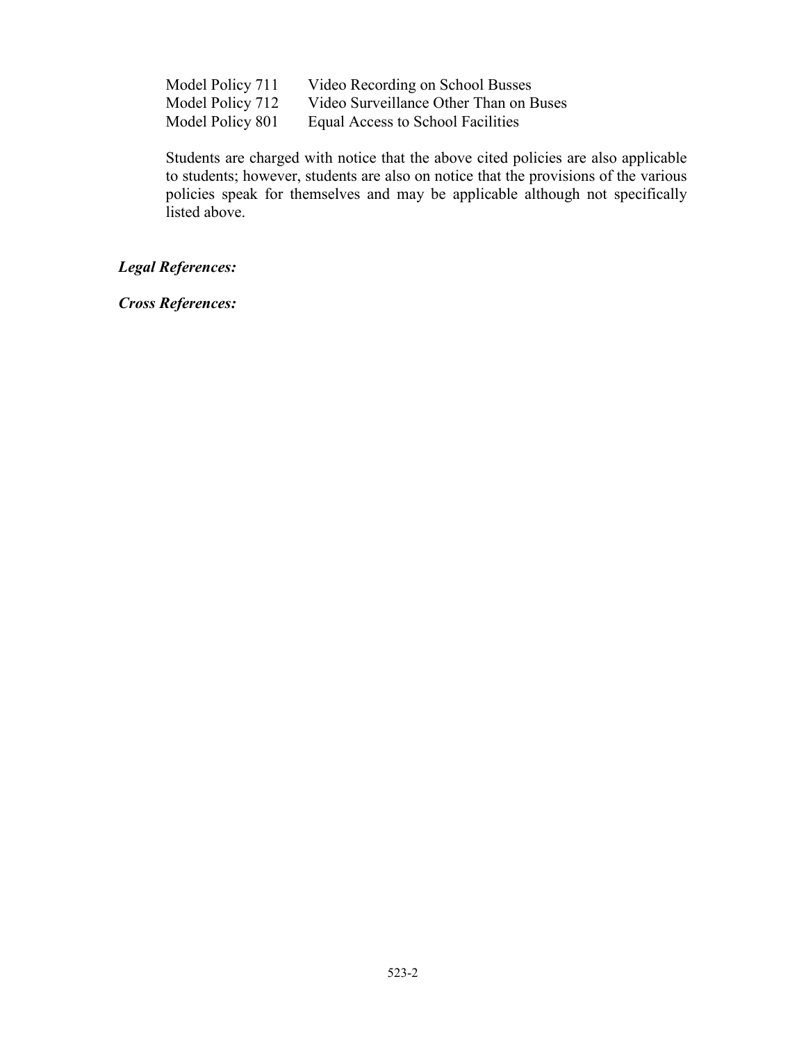| | |
|---|---|
| Model Policy 711 | Video Recording on School Busses |
| Model Policy 712 | Video Surveillance Other Than on Buses |
| Model Policy 801 | Equal Access to School Facilities |

Students are charged with notice that the above cited policies are also applicable to students; however, students are also on notice that the provisions of the various policies speak for themselves and may be applicable although not specifically listed above.

***Legal References:***

***Cross References:***